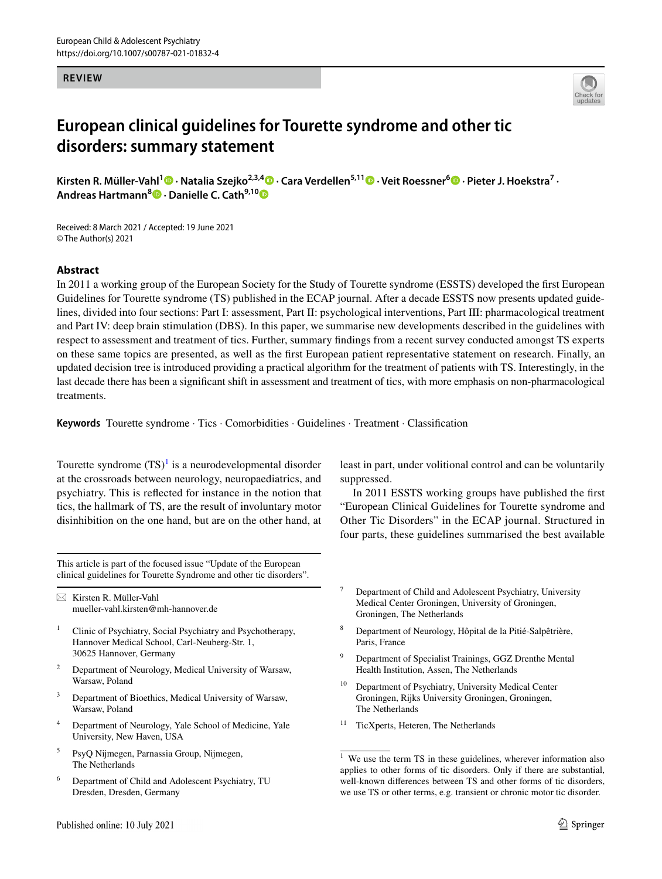REVIEW

# European clinical guidelines for Tourette syndrome and other tic disorders: summary statement

**Kirsten R. Müller-Vahl[1] · Natalia Szejko[2,3,4] · Cara Verdellen[5,11] · Veit Roessner[6] · Pieter J. Hoekstra[7] · Andreas Hartmann[8] · Danielle C. Cath[9,10]**

Received: 8 March 2021 / Accepted: 19 June 2021
© The Author(s) 2021

## Abstract

In 2011 a working group of the European Society for the Study of Tourette syndrome (ESSTS) developed the first European Guidelines for Tourette syndrome (TS) published in the ECAP journal. After a decade ESSTS now presents updated guidelines, divided into four sections: Part I: assessment, Part II: psychological interventions, Part III: pharmacological treatment and Part IV: deep brain stimulation (DBS). In this paper, we summarise new developments described in the guidelines with respect to assessment and treatment of tics. Further, summary findings from a recent survey conducted amongst TS experts on these same topics are presented, as well as the first European patient representative statement on research. Finally, an updated decision tree is introduced providing a practical algorithm for the treatment of patients with TS. Interestingly, in the last decade there has been a significant shift in assessment and treatment of tics, with more emphasis on non-pharmacological treatments.

**Keywords** Tourette syndrome · Tics · Comorbidities · Guidelines · Treatment · Classification

Tourette syndrome (TS)[1] is a neurodevelopmental disorder at the crossroads between neurology, neuropaediatrics, and psychiatry. This is reflected for instance in the notion that tics, the hallmark of TS, are the result of involuntary motor disinhibition on the one hand, but are on the other hand, at least in part, under volitional control and can be voluntarily suppressed.

In 2011 ESSTS working groups have published the first "European Clinical Guidelines for Tourette syndrome and Other Tic Disorders" in the ECAP journal. Structured in four parts, these guidelines summarised the best available

This article is part of the focused issue "Update of the European clinical guidelines for Tourette Syndrome and other tic disorders".

✉ Kirsten R. Müller-Vahl
mueller-vahl.kirsten@mh-hannover.de

[1] Clinic of Psychiatry, Social Psychiatry and Psychotherapy, Hannover Medical School, Carl-Neuberg-Str. 1, 30625 Hannover, Germany

[2] Department of Neurology, Medical University of Warsaw, Warsaw, Poland

[3] Department of Bioethics, Medical University of Warsaw, Warsaw, Poland

[4] Department of Neurology, Yale School of Medicine, Yale University, New Haven, USA

[5] PsyQ Nijmegen, Parnassia Group, Nijmegen, The Netherlands

[6] Department of Child and Adolescent Psychiatry, TU Dresden, Dresden, Germany

[7] Department of Child and Adolescent Psychiatry, University Medical Center Groningen, University of Groningen, Groningen, The Netherlands

[8] Department of Neurology, Hôpital de la Pitié-Salpêtrière, Paris, France

[9] Department of Specialist Trainings, GGZ Drenthe Mental Health Institution, Assen, The Netherlands

[10] Department of Psychiatry, University Medical Center Groningen, Rijks University Groningen, Groningen, The Netherlands

[11] TicXperts, Heteren, The Netherlands

[1] We use the term TS in these guidelines, wherever information also applies to other forms of tic disorders. Only if there are substantial, well-known differences between TS and other forms of tic disorders, we use TS or other terms, e.g. transient or chronic motor tic disorder.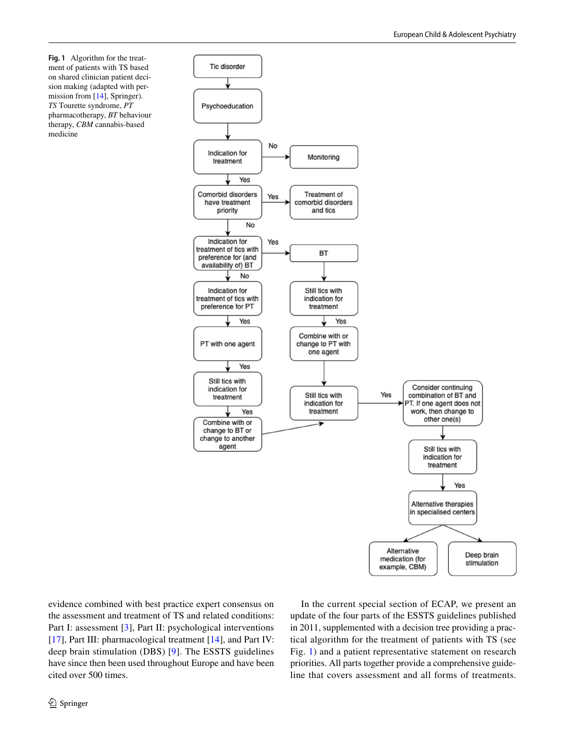**Fig. 1** Algorithm for the treatment of patients with TS based on shared clinician patient decision making (adapted with permission from [14], Springer). *TS* Tourette syndrome, *PT* pharmacotherapy, *BT* behaviour therapy, *CBM* cannabis-based medicine

evidence combined with best practice expert consensus on the assessment and treatment of TS and related conditions: Part I: assessment [3], Part II: psychological interventions [17], Part III: pharmacological treatment [14], and Part IV: deep brain stimulation (DBS) [9]. The ESSTS guidelines have since then been used throughout Europe and have been cited over 500 times.

In the current special section of ECAP, we present an update of the four parts of the ESSTS guidelines published in 2011, supplemented with a decision tree providing a practical algorithm for the treatment of patients with TS (see Fig. 1) and a patient representative statement on research priorities. All parts together provide a comprehensive guideline that covers assessment and all forms of treatments.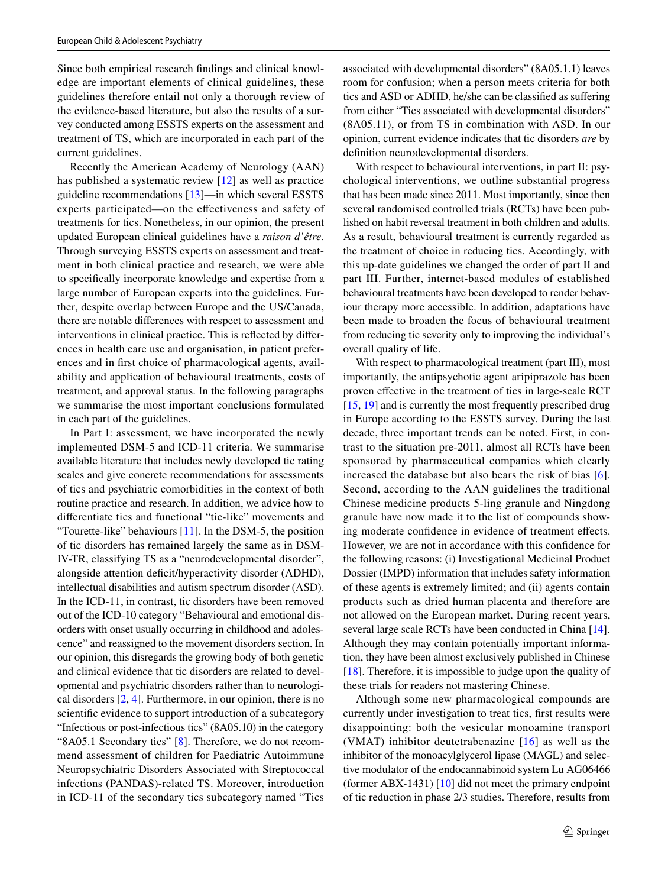Since both empirical research findings and clinical knowledge are important elements of clinical guidelines, these guidelines therefore entail not only a thorough review of the evidence-based literature, but also the results of a survey conducted among ESSTS experts on the assessment and treatment of TS, which are incorporated in each part of the current guidelines.

Recently the American Academy of Neurology (AAN) has published a systematic review [12] as well as practice guideline recommendations [13]—in which several ESSTS experts participated—on the effectiveness and safety of treatments for tics. Nonetheless, in our opinion, the present updated European clinical guidelines have a *raison d'être*. Through surveying ESSTS experts on assessment and treatment in both clinical practice and research, we were able to specifically incorporate knowledge and expertise from a large number of European experts into the guidelines. Further, despite overlap between Europe and the US/Canada, there are notable differences with respect to assessment and interventions in clinical practice. This is reflected by differences in health care use and organisation, in patient preferences and in first choice of pharmacological agents, availability and application of behavioural treatments, costs of treatment, and approval status. In the following paragraphs we summarise the most important conclusions formulated in each part of the guidelines.

In Part I: assessment, we have incorporated the newly implemented DSM-5 and ICD-11 criteria. We summarise available literature that includes newly developed tic rating scales and give concrete recommendations for assessments of tics and psychiatric comorbidities in the context of both routine practice and research. In addition, we advice how to differentiate tics and functional "tic-like" movements and "Tourette-like" behaviours [11]. In the DSM-5, the position of tic disorders has remained largely the same as in DSM-IV-TR, classifying TS as a "neurodevelopmental disorder", alongside attention deficit/hyperactivity disorder (ADHD), intellectual disabilities and autism spectrum disorder (ASD). In the ICD-11, in contrast, tic disorders have been removed out of the ICD-10 category "Behavioural and emotional disorders with onset usually occurring in childhood and adolescence" and reassigned to the movement disorders section. In our opinion, this disregards the growing body of both genetic and clinical evidence that tic disorders are related to developmental and psychiatric disorders rather than to neurological disorders [2, 4]. Furthermore, in our opinion, there is no scientific evidence to support introduction of a subcategory "Infectious or post-infectious tics" (8A05.10) in the category "8A05.1 Secondary tics" [8]. Therefore, we do not recommend assessment of children for Paediatric Autoimmune Neuropsychiatric Disorders Associated with Streptococcal infections (PANDAS)-related TS. Moreover, introduction in ICD-11 of the secondary tics subcategory named "Tics associated with developmental disorders" (8A05.1.1) leaves room for confusion; when a person meets criteria for both tics and ASD or ADHD, he/she can be classified as suffering from either "Tics associated with developmental disorders" (8A05.11), or from TS in combination with ASD. In our opinion, current evidence indicates that tic disorders *are* by definition neurodevelopmental disorders.

With respect to behavioural interventions, in part II: psychological interventions, we outline substantial progress that has been made since 2011. Most importantly, since then several randomised controlled trials (RCTs) have been published on habit reversal treatment in both children and adults. As a result, behavioural treatment is currently regarded as the treatment of choice in reducing tics. Accordingly, with this up-date guidelines we changed the order of part II and part III. Further, internet-based modules of established behavioural treatments have been developed to render behaviour therapy more accessible. In addition, adaptations have been made to broaden the focus of behavioural treatment from reducing tic severity only to improving the individual's overall quality of life.

With respect to pharmacological treatment (part III), most importantly, the antipsychotic agent aripiprazole has been proven effective in the treatment of tics in large-scale RCT [15, 19] and is currently the most frequently prescribed drug in Europe according to the ESSTS survey. During the last decade, three important trends can be noted. First, in contrast to the situation pre-2011, almost all RCTs have been sponsored by pharmaceutical companies which clearly increased the database but also bears the risk of bias [6]. Second, according to the AAN guidelines the traditional Chinese medicine products 5-ling granule and Ningdong granule have now made it to the list of compounds showing moderate confidence in evidence of treatment effects. However, we are not in accordance with this confidence for the following reasons: (i) Investigational Medicinal Product Dossier (IMPD) information that includes safety information of these agents is extremely limited; and (ii) agents contain products such as dried human placenta and therefore are not allowed on the European market. During recent years, several large scale RCTs have been conducted in China [14]. Although they may contain potentially important information, they have been almost exclusively published in Chinese [18]. Therefore, it is impossible to judge upon the quality of these trials for readers not mastering Chinese.

Although some new pharmacological compounds are currently under investigation to treat tics, first results were disappointing: both the vesicular monoamine transport (VMAT) inhibitor deutetrabenazine [16] as well as the inhibitor of the monoacylglycerol lipase (MAGL) and selective modulator of the endocannabinoid system Lu AG06466 (former ABX-1431) [10] did not meet the primary endpoint of tic reduction in phase 2/3 studies. Therefore, results from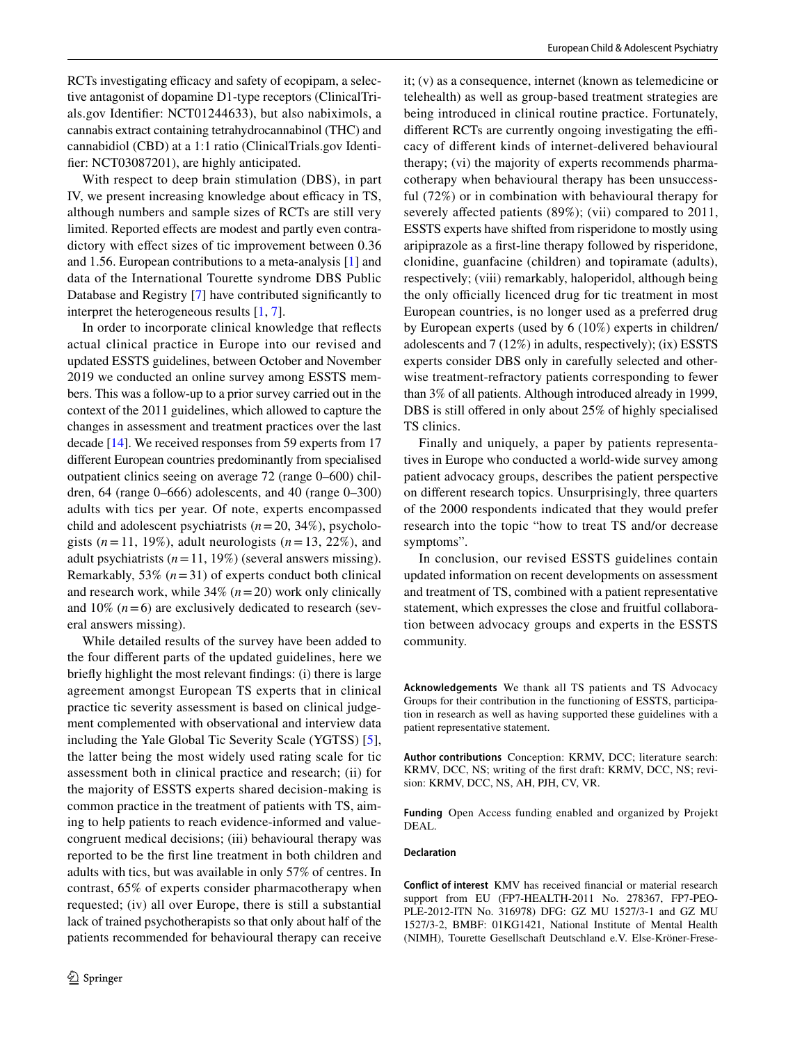RCTs investigating efficacy and safety of ecopipam, a selective antagonist of dopamine D1-type receptors (ClinicalTrials.gov Identifier: NCT01244633), but also nabiximols, a cannabis extract containing tetrahydrocannabinol (THC) and cannabidiol (CBD) at a 1:1 ratio (ClinicalTrials.gov Identifier: NCT03087201), are highly anticipated.

With respect to deep brain stimulation (DBS), in part IV, we present increasing knowledge about efficacy in TS, although numbers and sample sizes of RCTs are still very limited. Reported effects are modest and partly even contradictory with effect sizes of tic improvement between 0.36 and 1.56. European contributions to a meta-analysis [1] and data of the International Tourette syndrome DBS Public Database and Registry [7] have contributed significantly to interpret the heterogeneous results [1, 7].

In order to incorporate clinical knowledge that reflects actual clinical practice in Europe into our revised and updated ESSTS guidelines, between October and November 2019 we conducted an online survey among ESSTS members. This was a follow-up to a prior survey carried out in the context of the 2011 guidelines, which allowed to capture the changes in assessment and treatment practices over the last decade [14]. We received responses from 59 experts from 17 different European countries predominantly from specialised outpatient clinics seeing on average 72 (range 0–600) children, 64 (range 0–666) adolescents, and 40 (range 0–300) adults with tics per year. Of note, experts encompassed child and adolescent psychiatrists ($n=20$, 34%), psychologists ($n=11$, 19%), adult neurologists ($n=13$, 22%), and adult psychiatrists ($n=11$, 19%) (several answers missing). Remarkably, 53% ($n=31$) of experts conduct both clinical and research work, while 34% ($n=20$) work only clinically and 10% ($n=6$) are exclusively dedicated to research (several answers missing).

While detailed results of the survey have been added to the four different parts of the updated guidelines, here we briefly highlight the most relevant findings: (i) there is large agreement amongst European TS experts that in clinical practice tic severity assessment is based on clinical judgement complemented with observational and interview data including the Yale Global Tic Severity Scale (YGTSS) [5], the latter being the most widely used rating scale for tic assessment both in clinical practice and research; (ii) for the majority of ESSTS experts shared decision-making is common practice in the treatment of patients with TS, aiming to help patients to reach evidence-informed and value-congruent medical decisions; (iii) behavioural therapy was reported to be the first line treatment in both children and adults with tics, but was available in only 57% of centres. In contrast, 65% of experts consider pharmacotherapy when requested; (iv) all over Europe, there is still a substantial lack of trained psychotherapists so that only about half of the patients recommended for behavioural therapy can receive it; (v) as a consequence, internet (known as telemedicine or telehealth) as well as group-based treatment strategies are being introduced in clinical routine practice. Fortunately, different RCTs are currently ongoing investigating the efficacy of different kinds of internet-delivered behavioural therapy; (vi) the majority of experts recommends pharmacotherapy when behavioural therapy has been unsuccessful (72%) or in combination with behavioural therapy for severely affected patients (89%); (vii) compared to 2011, ESSTS experts have shifted from risperidone to mostly using aripiprazole as a first-line therapy followed by risperidone, clonidine, guanfacine (children) and topiramate (adults), respectively; (viii) remarkably, haloperidol, although being the only officially licenced drug for tic treatment in most European countries, is no longer used as a preferred drug by European experts (used by 6 (10%) experts in children/adolescents and 7 (12%) in adults, respectively); (ix) ESSTS experts consider DBS only in carefully selected and otherwise treatment-refractory patients corresponding to fewer than 3% of all patients. Although introduced already in 1999, DBS is still offered in only about 25% of highly specialised TS clinics.

Finally and uniquely, a paper by patients representatives in Europe who conducted a world-wide survey among patient advocacy groups, describes the patient perspective on different research topics. Unsurprisingly, three quarters of the 2000 respondents indicated that they would prefer research into the topic "how to treat TS and/or decrease symptoms".

In conclusion, our revised ESSTS guidelines contain updated information on recent developments on assessment and treatment of TS, combined with a patient representative statement, which expresses the close and fruitful collaboration between advocacy groups and experts in the ESSTS community.

**Acknowledgements** We thank all TS patients and TS Advocacy Groups for their contribution in the functioning of ESSTS, participation in research as well as having supported these guidelines with a patient representative statement.

**Author contributions** Conception: KRMV, DCC; literature search: KRMV, DCC, NS; writing of the first draft: KRMV, DCC, NS; revision: KRMV, DCC, NS, AH, PJH, CV, VR.

**Funding** Open Access funding enabled and organized by Projekt DEAL.

**Declaration**

**Conflict of interest** KMV has received financial or material research support from EU (FP7-HEALTH-2011 No. 278367, FP7-PEOPLE-2012-ITN No. 316978) DFG: GZ MU 1527/3-1 and GZ MU 1527/3-2, BMBF: 01KG1421, National Institute of Mental Health (NIMH), Tourette Gesellschaft Deutschland e.V. Else-Kröner-Frese-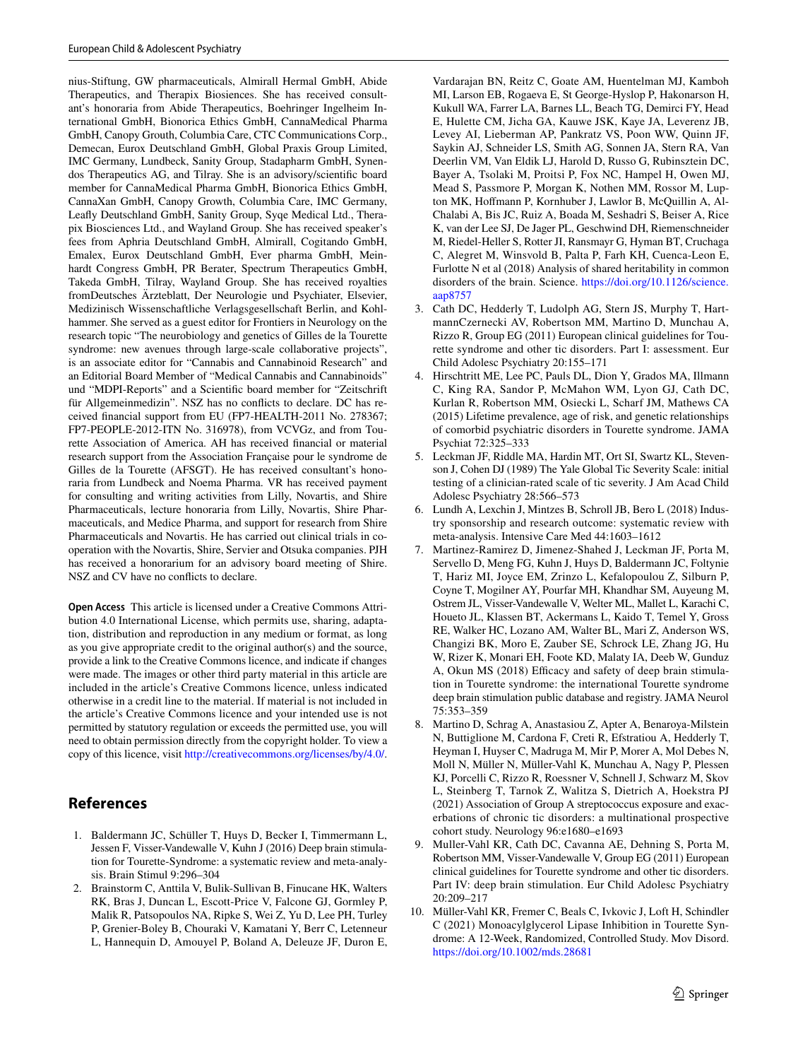nius-Stiftung, GW pharmaceuticals, Almirall Hermal GmbH, Abide Therapeutics, and Therapix Biosiences. She has received consultant's honoraria from Abide Therapeutics, Boehringer Ingelheim International GmbH, Bionorica Ethics GmbH, CannaMedical Pharma GmbH, Canopy Grouth, Columbia Care, CTC Communications Corp., Demecan, Eurox Deutschland GmbH, Global Praxis Group Limited, IMC Germany, Lundbeck, Sanity Group, Stadapharm GmbH, Synendos Therapeutics AG, and Tilray. She is an advisory/scientific board member for CannaMedical Pharma GmbH, Bionorica Ethics GmbH, CannaXan GmbH, Canopy Growth, Columbia Care, IMC Germany, Leafly Deutschland GmbH, Sanity Group, Syqe Medical Ltd., Therapix Biosciences Ltd., and Wayland Group. She has received speaker's fees from Aphria Deutschland GmbH, Almirall, Cogitando GmbH, Emalex, Eurox Deutschland GmbH, Ever pharma GmbH, Meinhardt Congress GmbH, PR Berater, Spectrum Therapeutics GmbH, Takeda GmbH, Tilray, Wayland Group. She has received royalties fromDeutsches Ärzteblatt, Der Neurologie und Psychiater, Elsevier, Medizinisch Wissenschaftliche Verlagsgesellschaft Berlin, and Kohlhammer. She served as a guest editor for Frontiers in Neurology on the research topic "The neurobiology and genetics of Gilles de la Tourette syndrome: new avenues through large-scale collaborative projects", is an associate editor for "Cannabis and Cannabinoid Research" and an Editorial Board Member of "Medical Cannabis and Cannabinoids" und "MDPI-Reports" and a Scientific board member for "Zeitschrift für Allgemeinmedizin". NSZ has no conflicts to declare. DC has received financial support from EU (FP7-HEALTH-2011 No. 278367; FP7-PEOPLE-2012-ITN No. 316978), from VCVGz, and from Tourette Association of America. AH has received financial or material research support from the Association Française pour le syndrome de Gilles de la Tourette (AFSGT). He has received consultant's honoraria from Lundbeck and Noema Pharma. VR has received payment for consulting and writing activities from Lilly, Novartis, and Shire Pharmaceuticals, lecture honoraria from Lilly, Novartis, Shire Pharmaceuticals, and Medice Pharma, and support for research from Shire Pharmaceuticals and Novartis. He has carried out clinical trials in cooperation with the Novartis, Shire, Servier and Otsuka companies. PJH has received a honorarium for an advisory board meeting of Shire. NSZ and CV have no conflicts to declare.

**Open Access** This article is licensed under a Creative Commons Attribution 4.0 International License, which permits use, sharing, adaptation, distribution and reproduction in any medium or format, as long as you give appropriate credit to the original author(s) and the source, provide a link to the Creative Commons licence, and indicate if changes were made. The images or other third party material in this article are included in the article's Creative Commons licence, unless indicated otherwise in a credit line to the material. If material is not included in the article's Creative Commons licence and your intended use is not permitted by statutory regulation or exceeds the permitted use, you will need to obtain permission directly from the copyright holder. To view a copy of this licence, visit http://creativecommons.org/licenses/by/4.0/.

## References

1. Baldermann JC, Schüller T, Huys D, Becker I, Timmermann L, Jessen F, Visser-Vandewalle V, Kuhn J (2016) Deep brain stimulation for Tourette-Syndrome: a systematic review and meta-analysis. Brain Stimul 9:296–304
2. Brainstorm C, Anttila V, Bulik-Sullivan B, Finucane HK, Walters RK, Bras J, Duncan L, Escott-Price V, Falcone GJ, Gormley P, Malik R, Patsopoulos NA, Ripke S, Wei Z, Yu D, Lee PH, Turley P, Grenier-Boley B, Chouraki V, Kamatani Y, Berr C, Letenneur L, Hannequin D, Amouyel P, Boland A, Deleuze JF, Duron E, Vardarajan BN, Reitz C, Goate AM, Huentelman MJ, Kamboh MI, Larson EB, Rogaeva E, St George-Hyslop P, Hakonarson H, Kukull WA, Farrer LA, Barnes LL, Beach TG, Demirci FY, Head E, Hulette CM, Jicha GA, Kauwe JSK, Kaye JA, Leverenz JB, Levey AI, Lieberman AP, Pankratz VS, Poon WW, Quinn JF, Saykin AJ, Schneider LS, Smith AG, Sonnen JA, Stern RA, Van Deerlin VM, Van Eldik LJ, Harold D, Russo G, Rubinsztein DC, Bayer A, Tsolaki M, Proitsi P, Fox NC, Hampel H, Owen MJ, Mead S, Passmore P, Morgan K, Nothen MM, Rossor M, Lupton MK, Hoffmann P, Kornhuber J, Lawlor B, McQuillin A, Al-Chalabi A, Bis JC, Ruiz A, Boada M, Seshadri S, Beiser A, Rice K, van der Lee SJ, De Jager PL, Geschwind DH, Riemenschneider M, Riedel-Heller S, Rotter JI, Ransmayr G, Hyman BT, Cruchaga C, Alegret M, Winsvold B, Palta P, Farh KH, Cuenca-Leon E, Furlotte N et al (2018) Analysis of shared heritability in common disorders of the brain. Science. https://doi.org/10.1126/science.aap8757
3. Cath DC, Hedderly T, Ludolph AG, Stern JS, Murphy T, HartmannCzernecki AV, Robertson MM, Martino D, Munchau A, Rizzo R, Group EG (2011) European clinical guidelines for Tourette syndrome and other tic disorders. Part I: assessment. Eur Child Adolesc Psychiatry 20:155–171
4. Hirschtritt ME, Lee PC, Pauls DL, Dion Y, Grados MA, Illmann C, King RA, Sandor P, McMahon WM, Lyon GJ, Cath DC, Kurlan R, Robertson MM, Osiecki L, Scharf JM, Mathews CA (2015) Lifetime prevalence, age of risk, and genetic relationships of comorbid psychiatric disorders in Tourette syndrome. JAMA Psychiat 72:325–333
5. Leckman JF, Riddle MA, Hardin MT, Ort SI, Swartz KL, Stevenson J, Cohen DJ (1989) The Yale Global Tic Severity Scale: initial testing of a clinician-rated scale of tic severity. J Am Acad Child Adolesc Psychiatry 28:566–573
6. Lundh A, Lexchin J, Mintzes B, Schroll JB, Bero L (2018) Industry sponsorship and research outcome: systematic review with meta-analysis. Intensive Care Med 44:1603–1612
7. Martinez-Ramirez D, Jimenez-Shahed J, Leckman JF, Porta M, Servello D, Meng FG, Kuhn J, Huys D, Baldermann JC, Foltynie T, Hariz MI, Joyce EM, Zrinzo L, Kefalopoulou Z, Silburn P, Coyne T, Mogilner AY, Pourfar MH, Khandhar SM, Auyeung M, Ostrem JL, Visser-Vandewalle V, Welter ML, Mallet L, Karachi C, Houeto JL, Klassen BT, Ackermans L, Kaido T, Temel Y, Gross RE, Walker HC, Lozano AM, Walter BL, Mari Z, Anderson WS, Changizi BK, Moro E, Zauber SE, Schrock LE, Zhang JG, Hu W, Rizer K, Monari EH, Foote KD, Malaty IA, Deeb W, Gunduz A, Okun MS (2018) Efficacy and safety of deep brain stimulation in Tourette syndrome: the international Tourette syndrome deep brain stimulation public database and registry. JAMA Neurol 75:353–359
8. Martino D, Schrag A, Anastasiou Z, Apter A, Benaroya-Milstein N, Buttiglione M, Cardona F, Creti R, Efstratiou A, Hedderly T, Heyman I, Huyser C, Madruga M, Mir P, Morer A, Mol Debes N, Moll N, Müller N, Müller-Vahl K, Munchau A, Nagy P, Plessen KJ, Porcelli C, Rizzo R, Roessner V, Schnell J, Schwarz M, Skov L, Steinberg T, Tarnok Z, Walitza S, Dietrich A, Hoekstra PJ (2021) Association of Group A streptococcus exposure and exacerbations of chronic tic disorders: a multinational prospective cohort study. Neurology 96:e1680–e1693
9. Muller-Vahl KR, Cath DC, Cavanna AE, Dehning S, Porta M, Robertson MM, Visser-Vandewalle V, Group EG (2011) European clinical guidelines for Tourette syndrome and other tic disorders. Part IV: deep brain stimulation. Eur Child Adolesc Psychiatry 20:209–217
10. Müller-Vahl KR, Fremer C, Beals C, Ivkovic J, Loft H, Schindler C (2021) Monoacylglycerol Lipase Inhibition in Tourette Syndrome: A 12-Week, Randomized, Controlled Study. Mov Disord. https://doi.org/10.1002/mds.28681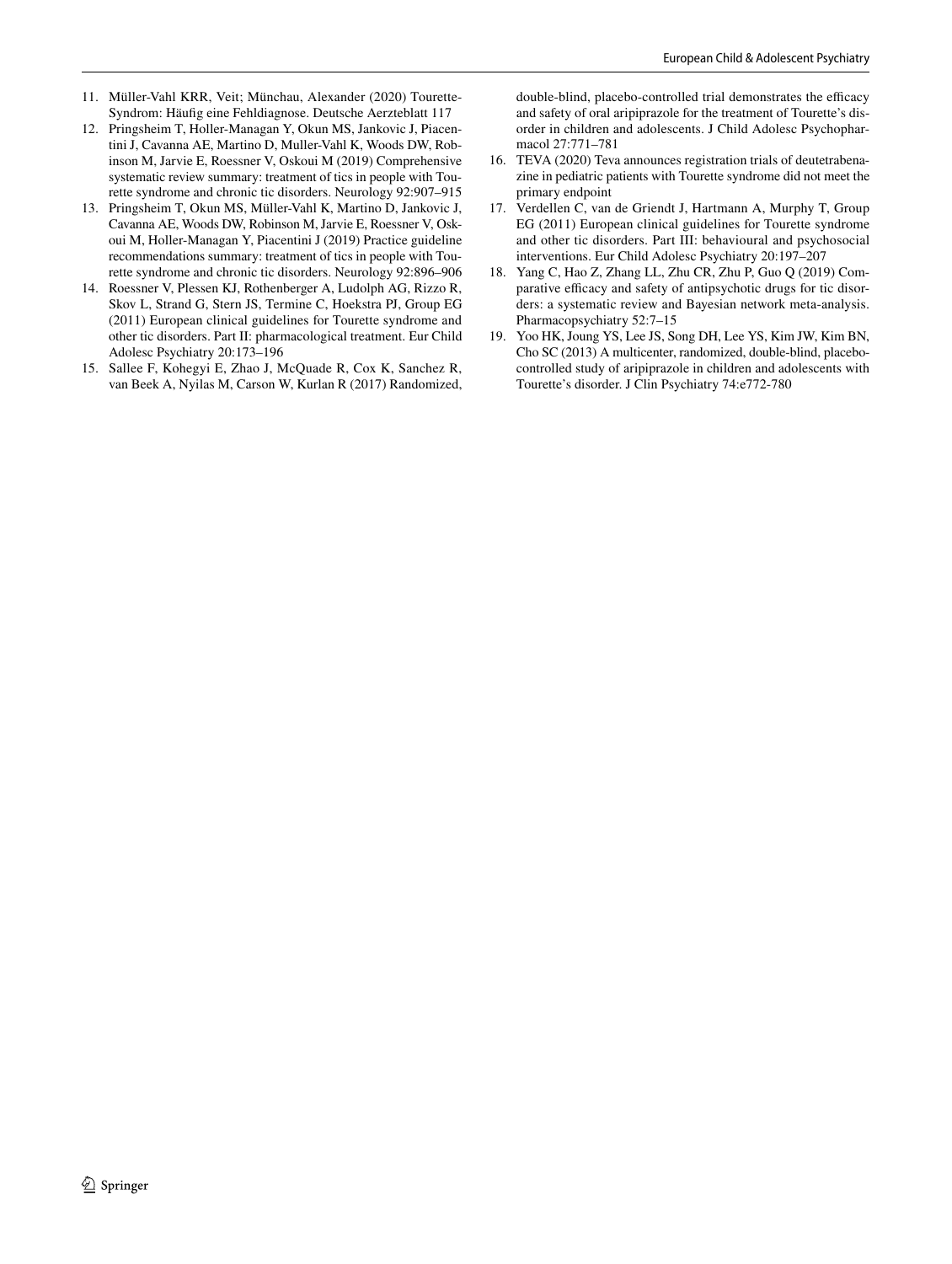11. Müller-Vahl KRR, Veit; Münchau, Alexander (2020) Tourette-Syndrom: Häufig eine Fehldiagnose. Deutsche Aerzteblatt 117
12. Pringsheim T, Holler-Managan Y, Okun MS, Jankovic J, Piacentini J, Cavanna AE, Martino D, Muller-Vahl K, Woods DW, Robinson M, Jarvie E, Roessner V, Oskoui M (2019) Comprehensive systematic review summary: treatment of tics in people with Tourette syndrome and chronic tic disorders. Neurology 92:907–915
13. Pringsheim T, Okun MS, Müller-Vahl K, Martino D, Jankovic J, Cavanna AE, Woods DW, Robinson M, Jarvie E, Roessner V, Oskoui M, Holler-Managan Y, Piacentini J (2019) Practice guideline recommendations summary: treatment of tics in people with Tourette syndrome and chronic tic disorders. Neurology 92:896–906
14. Roessner V, Plessen KJ, Rothenberger A, Ludolph AG, Rizzo R, Skov L, Strand G, Stern JS, Termine C, Hoekstra PJ, Group EG (2011) European clinical guidelines for Tourette syndrome and other tic disorders. Part II: pharmacological treatment. Eur Child Adolesc Psychiatry 20:173–196
15. Sallee F, Kohegyi E, Zhao J, McQuade R, Cox K, Sanchez R, van Beek A, Nyilas M, Carson W, Kurlan R (2017) Randomized, double-blind, placebo-controlled trial demonstrates the efficacy and safety of oral aripiprazole for the treatment of Tourette's disorder in children and adolescents. J Child Adolesc Psychopharmacol 27:771–781
16. TEVA (2020) Teva announces registration trials of deutetrabenazine in pediatric patients with Tourette syndrome did not meet the primary endpoint
17. Verdellen C, van de Griendt J, Hartmann A, Murphy T, Group EG (2011) European clinical guidelines for Tourette syndrome and other tic disorders. Part III: behavioural and psychosocial interventions. Eur Child Adolesc Psychiatry 20:197–207
18. Yang C, Hao Z, Zhang LL, Zhu CR, Zhu P, Guo Q (2019) Comparative efficacy and safety of antipsychotic drugs for tic disorders: a systematic review and Bayesian network meta-analysis. Pharmacopsychiatry 52:7–15
19. Yoo HK, Joung YS, Lee JS, Song DH, Lee YS, Kim JW, Kim BN, Cho SC (2013) A multicenter, randomized, double-blind, placebo-controlled study of aripiprazole in children and adolescents with Tourette's disorder. J Clin Psychiatry 74:e772-780